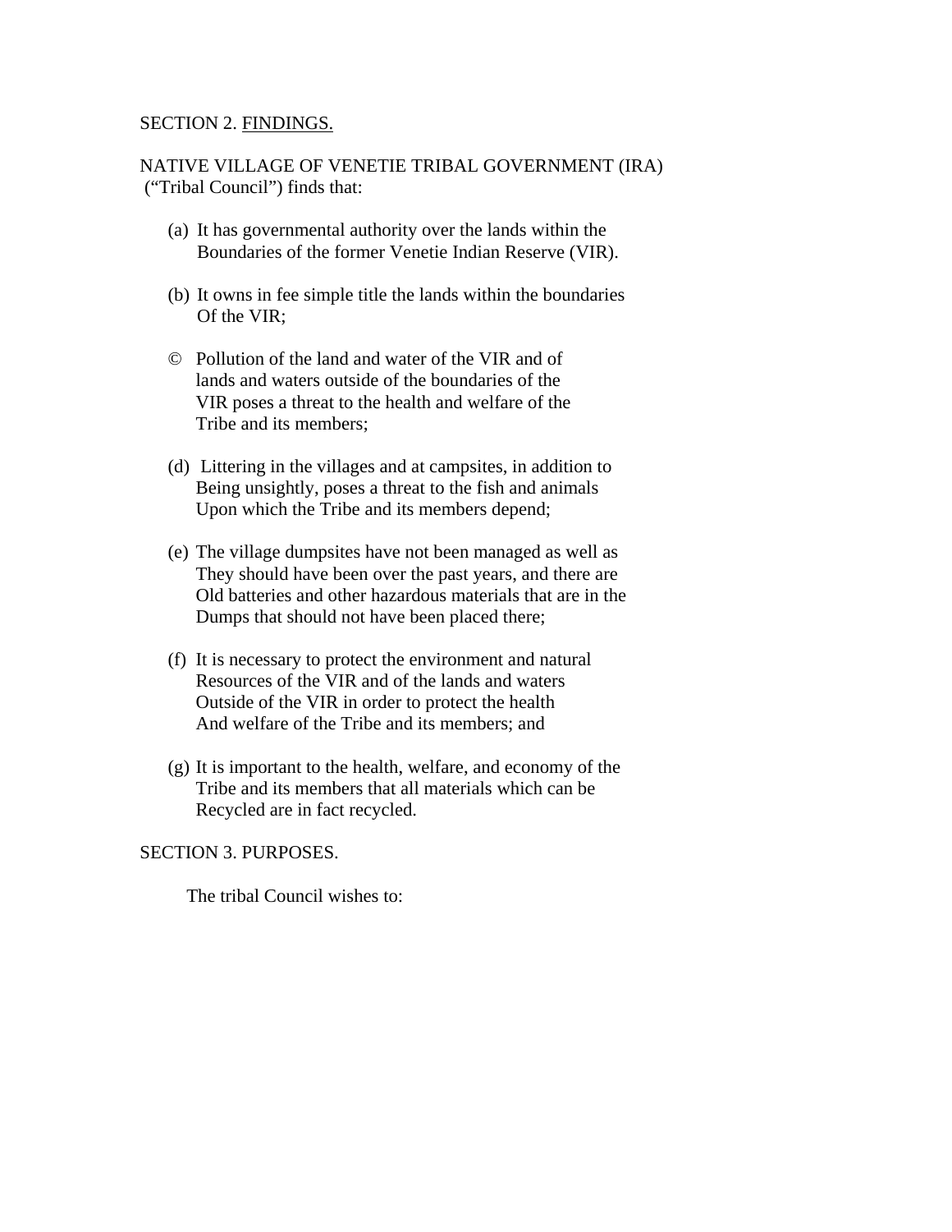SECTION 2. FINDINGS.

NATIVE VILLAGE OF VENETIE TRIBAL GOVERNMENT (IRA) ("Tribal Council") finds that:

(a) It has governmental authority over the lands within the Boundaries of the former Venetie Indian Reserve (VIR).

(b) It owns in fee simple title the lands within the boundaries Of the VIR;

© Pollution of the land and water of the VIR and of lands and waters outside of the boundaries of the VIR poses a threat to the health and welfare of the Tribe and its members;

(d) Littering in the villages and at campsites, in addition to Being unsightly, poses a threat to the fish and animals Upon which the Tribe and its members depend;

(e) The village dumpsites have not been managed as well as They should have been over the past years, and there are Old batteries and other hazardous materials that are in the Dumps that should not have been placed there;

(f) It is necessary to protect the environment and natural Resources of the VIR and of the lands and waters Outside of the VIR in order to protect the health And welfare of the Tribe and its members; and

(g) It is important to the health, welfare, and economy of the Tribe and its members that all materials which can be Recycled are in fact recycled.

SECTION 3. PURPOSES.

The tribal Council wishes to: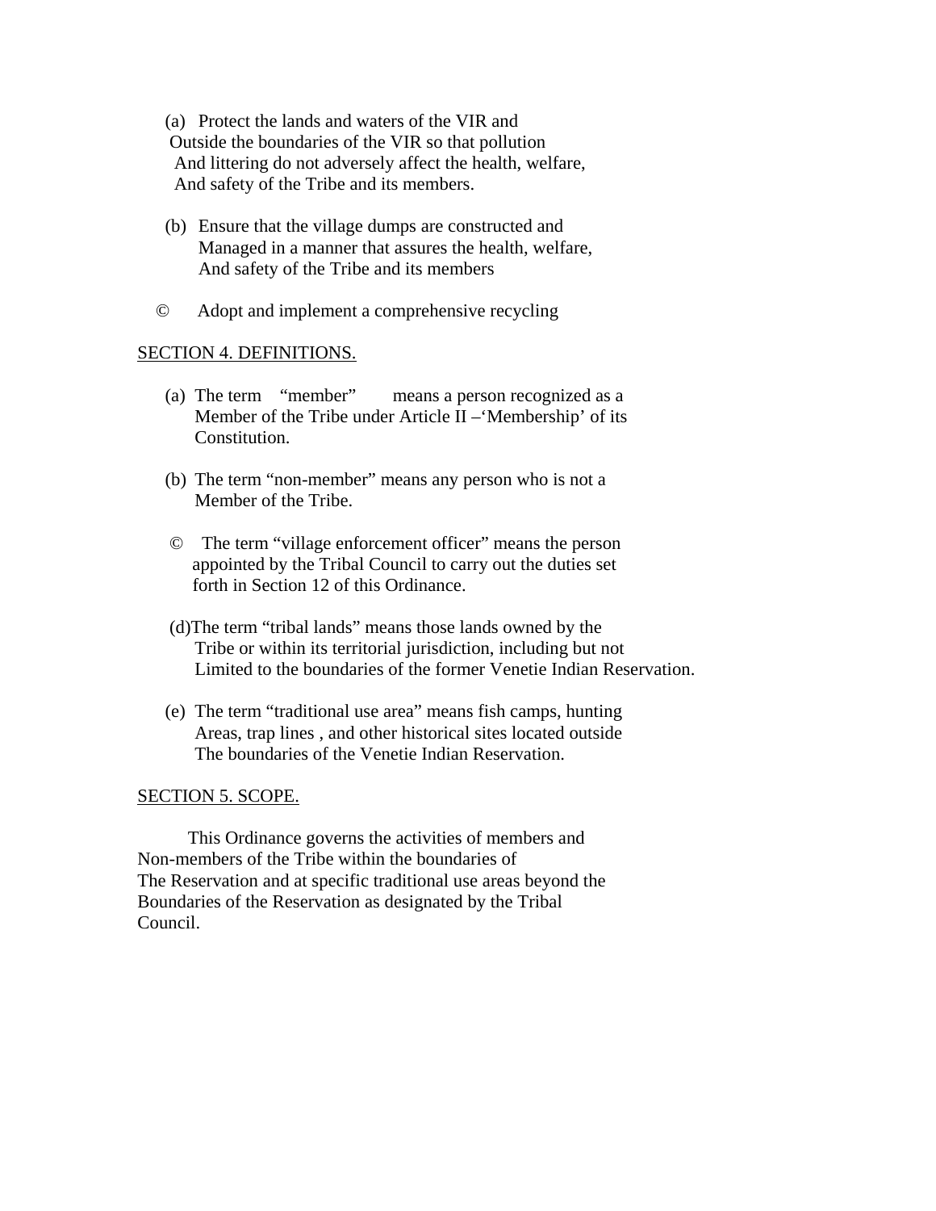(a) Protect the lands and waters of the VIR and Outside the boundaries of the VIR so that pollution And littering do not adversely affect the health, welfare, And safety of the Tribe and its members.

(b) Ensure that the village dumps are constructed and Managed in a manner that assures the health, welfare, And safety of the Tribe and its members

© Adopt and implement a comprehensive recycling

SECTION 4. DEFINITIONS.

(a) The term "member" means a person recognized as a Member of the Tribe under Article II –'Membership' of its Constitution.

(b) The term "non-member" means any person who is not a Member of the Tribe.

© The term "village enforcement officer" means the person appointed by the Tribal Council to carry out the duties set forth in Section 12 of this Ordinance.

(d)The term "tribal lands" means those lands owned by the Tribe or within its territorial jurisdiction, including but not Limited to the boundaries of the former Venetie Indian Reservation.

(e) The term "traditional use area" means fish camps, hunting Areas, trap lines , and other historical sites located outside The boundaries of the Venetie Indian Reservation.

SECTION 5. SCOPE.

This Ordinance governs the activities of members and Non-members of the Tribe within the boundaries of The Reservation and at specific traditional use areas beyond the Boundaries of the Reservation as designated by the Tribal Council.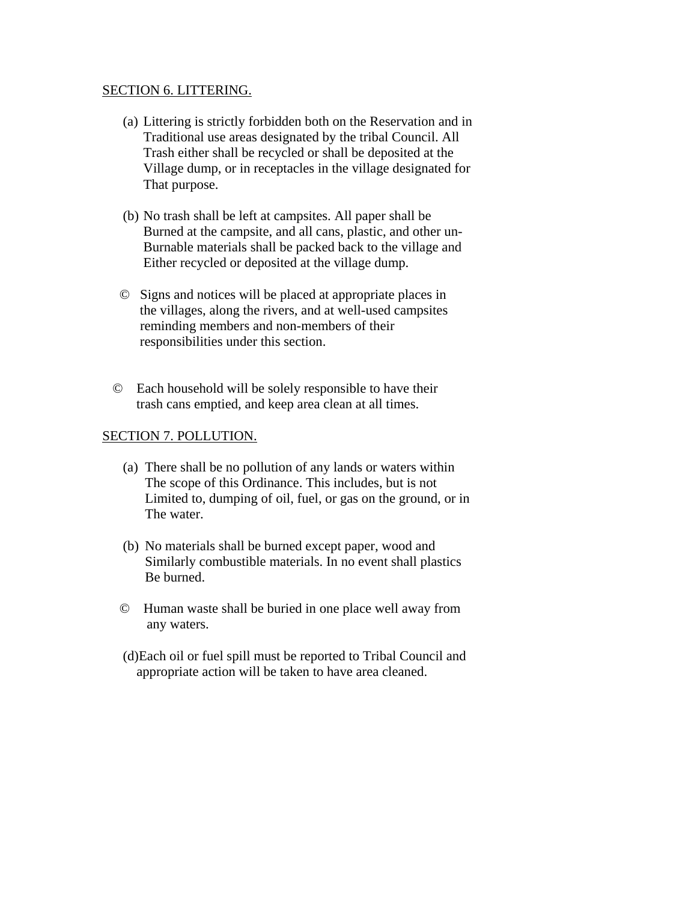SECTION 6. LITTERING.

(a) Littering is strictly forbidden both on the Reservation and in Traditional use areas designated by the tribal Council. All Trash either shall be recycled or shall be deposited at the Village dump, or in receptacles in the village designated for That purpose.

(b) No trash shall be left at campsites. All paper shall be Burned at the campsite, and all cans, plastic, and other un-Burnable materials shall be packed back to the village and Either recycled or deposited at the village dump.

© Signs and notices will be placed at appropriate places in the villages, along the rivers, and at well-used campsites reminding members and non-members of their responsibilities under this section.

© Each household will be solely responsible to have their trash cans emptied, and keep area clean at all times.

SECTION 7. POLLUTION.

(a) There shall be no pollution of any lands or waters within The scope of this Ordinance. This includes, but is not Limited to, dumping of oil, fuel, or gas on the ground, or in The water.

(b) No materials shall be burned except paper, wood and Similarly combustible materials. In no event shall plastics Be burned.

© Human waste shall be buried in one place well away from any waters.

(d)Each oil or fuel spill must be reported to Tribal Council and appropriate action will be taken to have area cleaned.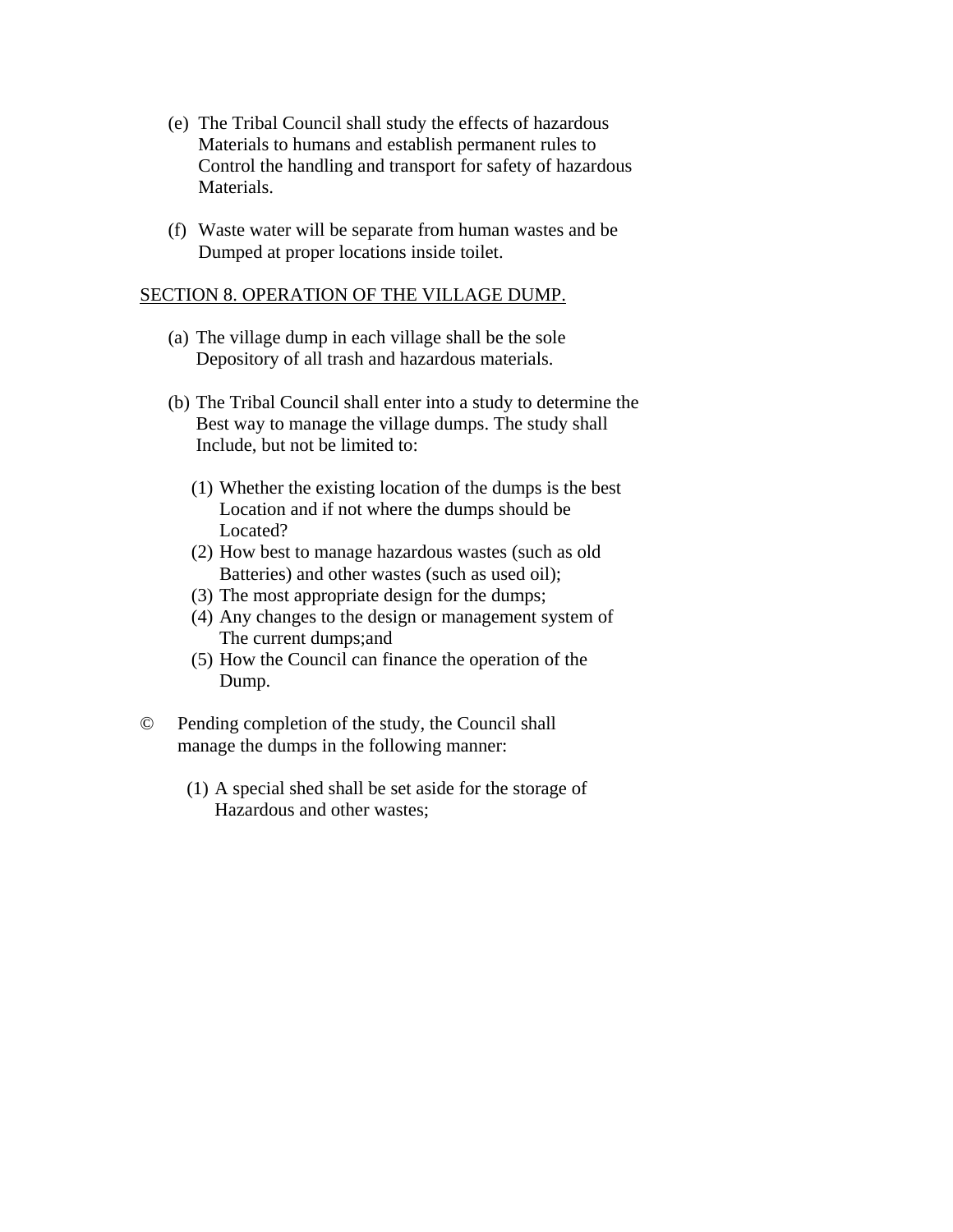(e) The Tribal Council shall study the effects of hazardous Materials to humans and establish permanent rules to Control the handling and transport for safety of hazardous Materials.

(f) Waste water will be separate from human wastes and be Dumped at proper locations inside toilet.

SECTION 8. OPERATION OF THE VILLAGE DUMP.

(a) The village dump in each village shall be the sole Depository of all trash and hazardous materials.

(b) The Tribal Council shall enter into a study to determine the Best way to manage the village dumps. The study shall Include, but not be limited to:

   (1) Whether the existing location of the dumps is the best Location and if not where the dumps should be Located?
   (2) How best to manage hazardous wastes (such as old Batteries) and other wastes (such as used oil);
   (3) The most appropriate design for the dumps;
   (4) Any changes to the design or management system of The current dumps;and
   (5) How the Council can finance the operation of the Dump.

© Pending completion of the study, the Council shall manage the dumps in the following manner:

   (1) A special shed shall be set aside for the storage of Hazardous and other wastes;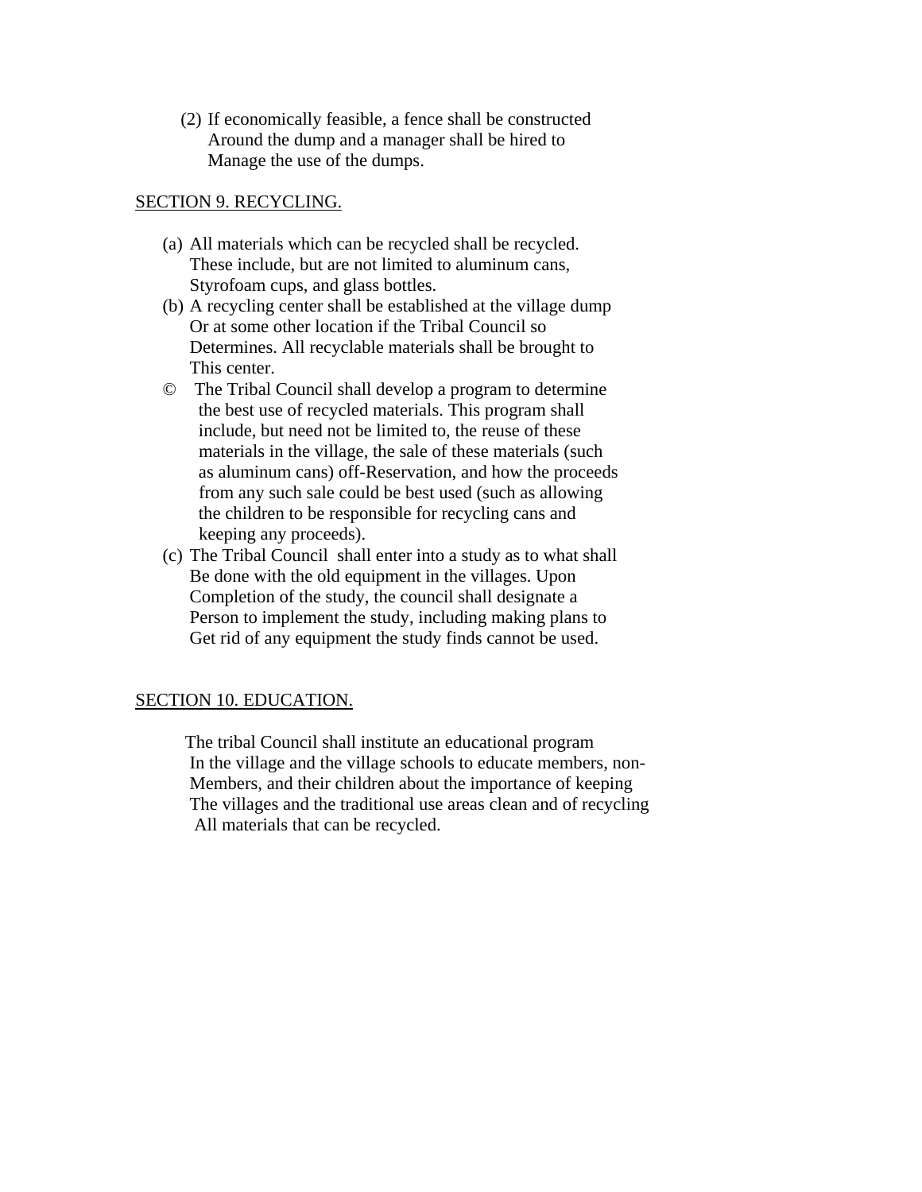(2) If economically feasible, a fence shall be constructed Around the dump and a manager shall be hired to Manage the use of the dumps.

<u>SECTION 9. RECYCLING.</u>

(a) All materials which can be recycled shall be recycled. These include, but are not limited to aluminum cans, Styrofoam cups, and glass bottles.

(b) A recycling center shall be established at the village dump Or at some other location if the Tribal Council so Determines. All recyclable materials shall be brought to This center.

© The Tribal Council shall develop a program to determine the best use of recycled materials. This program shall include, but need not be limited to, the reuse of these materials in the village, the sale of these materials (such as aluminum cans) off-Reservation, and how the proceeds from any such sale could be best used (such as allowing the children to be responsible for recycling cans and keeping any proceeds).

(c) The Tribal Council shall enter into a study as to what shall Be done with the old equipment in the villages. Upon Completion of the study, the council shall designate a Person to implement the study, including making plans to Get rid of any equipment the study finds cannot be used.

<u>SECTION 10. EDUCATION.</u>

The tribal Council shall institute an educational program In the village and the village schools to educate members, non-Members, and their children about the importance of keeping The villages and the traditional use areas clean and of recycling All materials that can be recycled.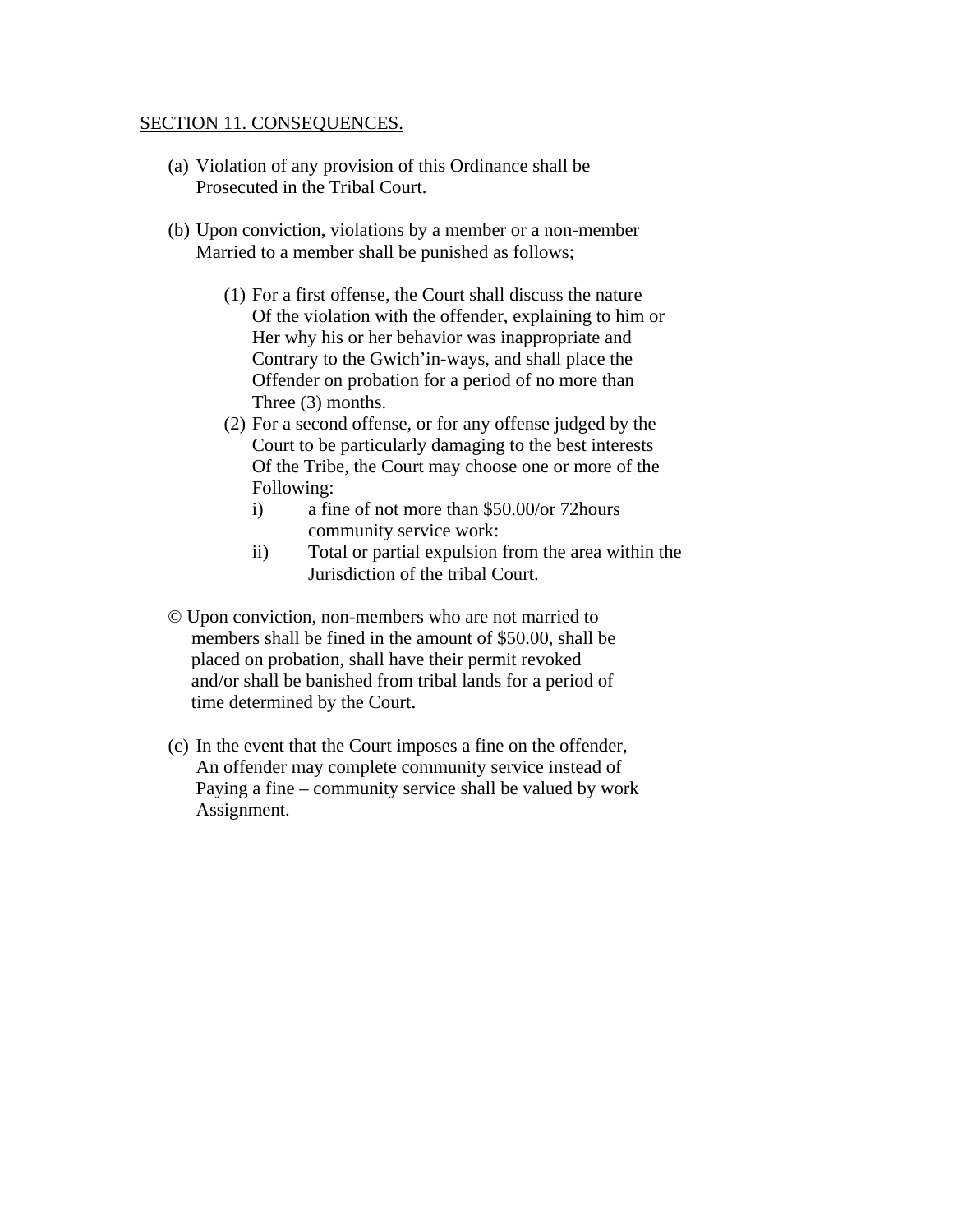SECTION 11. CONSEQUENCES.

(a) Violation of any provision of this Ordinance shall be Prosecuted in the Tribal Court.

(b) Upon conviction, violations by a member or a non-member Married to a member shall be punished as follows;

   (1) For a first offense, the Court shall discuss the nature Of the violation with the offender, explaining to him or Her why his or her behavior was inappropriate and Contrary to the Gwich'in-ways, and shall place the Offender on probation for a period of no more than Three (3) months.
   (2) For a second offense, or for any offense judged by the Court to be particularly damaging to the best interests Of the Tribe, the Court may choose one or more of the Following:
      i) a fine of not more than $50.00/or 72hours community service work:
      ii) Total or partial expulsion from the area within the Jurisdiction of the tribal Court.

© Upon conviction, non-members who are not married to members shall be fined in the amount of $50.00, shall be placed on probation, shall have their permit revoked and/or shall be banished from tribal lands for a period of time determined by the Court.

(c) In the event that the Court imposes a fine on the offender, An offender may complete community service instead of Paying a fine – community service shall be valued by work Assignment.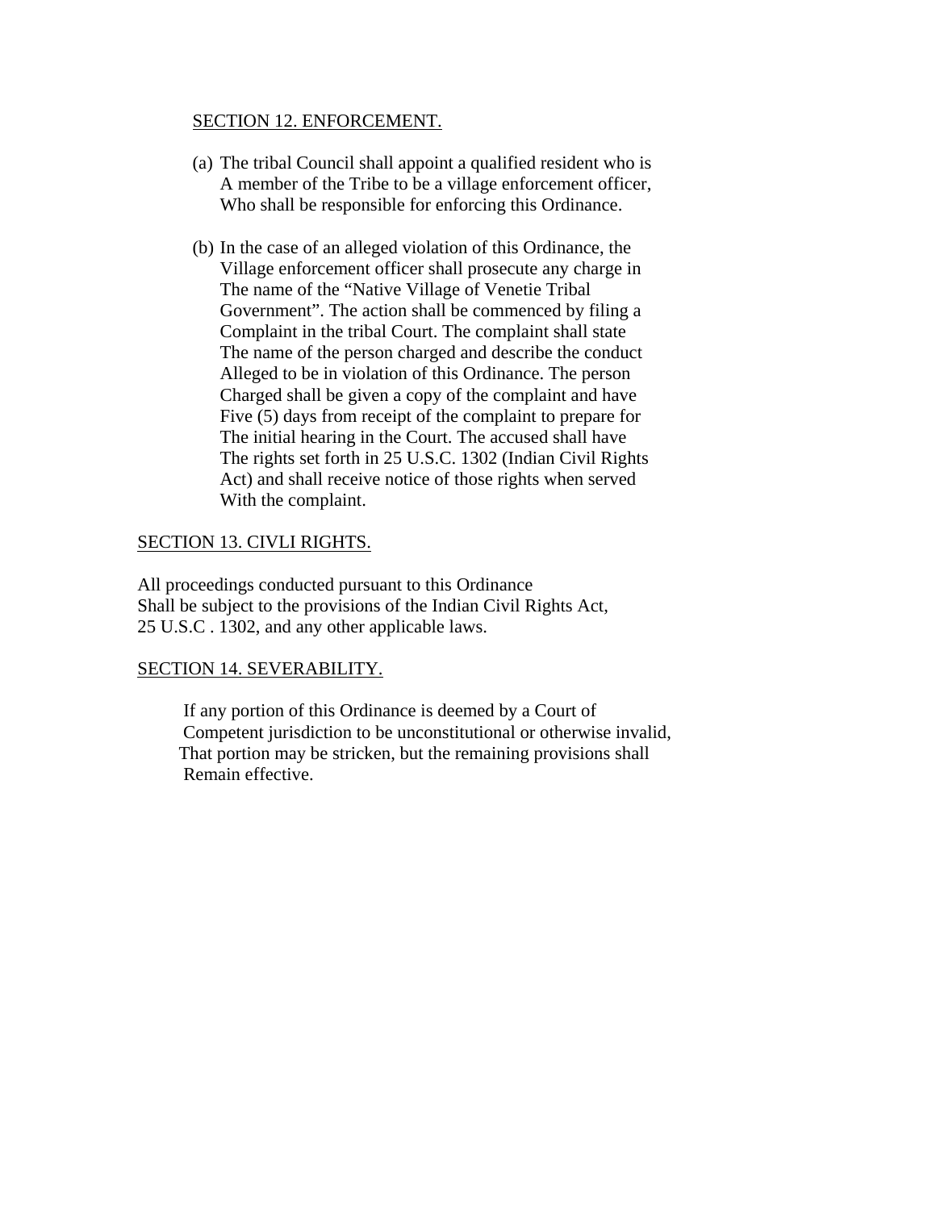<u>SECTION 12. ENFORCEMENT.</u>

(a) The tribal Council shall appoint a qualified resident who is A member of the Tribe to be a village enforcement officer, Who shall be responsible for enforcing this Ordinance.

(b) In the case of an alleged violation of this Ordinance, the Village enforcement officer shall prosecute any charge in The name of the "Native Village of Venetie Tribal Government". The action shall be commenced by filing a Complaint in the tribal Court. The complaint shall state The name of the person charged and describe the conduct Alleged to be in violation of this Ordinance. The person Charged shall be given a copy of the complaint and have Five (5) days from receipt of the complaint to prepare for The initial hearing in the Court. The accused shall have The rights set forth in 25 U.S.C. 1302 (Indian Civil Rights Act) and shall receive notice of those rights when served With the complaint.

<u>SECTION 13. CIVLI RIGHTS.</u>

All proceedings conducted pursuant to this Ordinance Shall be subject to the provisions of the Indian Civil Rights Act, 25 U.S.C . 1302, and any other applicable laws.

<u>SECTION 14. SEVERABILITY.</u>

If any portion of this Ordinance is deemed by a Court of Competent jurisdiction to be unconstitutional or otherwise invalid, That portion may be stricken, but the remaining provisions shall Remain effective.